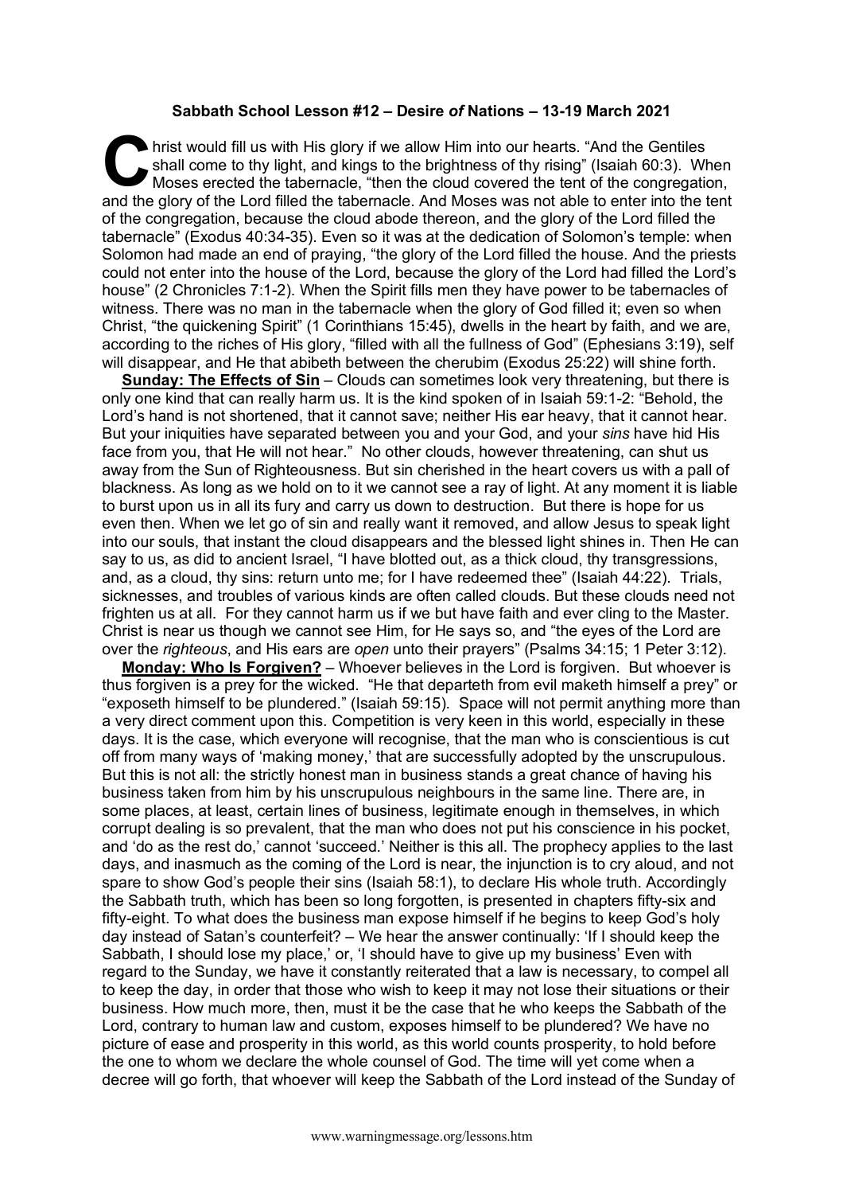**Sabbath School Lesson #12 – Desire *of* Nations – 13-19 March 2021**

Christ would fill us with His glory if we allow Him into our hearts. "And the Gentiles shall come to thy light, and kings to the brightness of thy rising" (Isaiah 60:3). When Moses erected the tabernacle, "then the cloud covered the tent of the congregation, and the glory of the Lord filled the tabernacle. And Moses was not able to enter into the tent of the congregation, because the cloud abode thereon, and the glory of the Lord filled the tabernacle" (Exodus 40:34-35). Even so it was at the dedication of Solomon's temple: when Solomon had made an end of praying, "the glory of the Lord filled the house. And the priests could not enter into the house of the Lord, because the glory of the Lord had filled the Lord's house" (2 Chronicles 7:1-2). When the Spirit fills men they have power to be tabernacles of witness. There was no man in the tabernacle when the glory of God filled it; even so when Christ, "the quickening Spirit" (1 Corinthians 15:45), dwells in the heart by faith, and we are, according to the riches of His glory, "filled with all the fullness of God" (Ephesians 3:19), self will disappear, and He that abibeth between the cherubim (Exodus 25:22) will shine forth.

**Sunday: The Effects of Sin** – Clouds can sometimes look very threatening, but there is only one kind that can really harm us. It is the kind spoken of in Isaiah 59:1-2: "Behold, the Lord's hand is not shortened, that it cannot save; neither His ear heavy, that it cannot hear. But your iniquities have separated between you and your God, and your *sins* have hid His face from you, that He will not hear." No other clouds, however threatening, can shut us away from the Sun of Righteousness. But sin cherished in the heart covers us with a pall of blackness. As long as we hold on to it we cannot see a ray of light. At any moment it is liable to burst upon us in all its fury and carry us down to destruction. But there is hope for us even then. When we let go of sin and really want it removed, and allow Jesus to speak light into our souls, that instant the cloud disappears and the blessed light shines in. Then He can say to us, as did to ancient Israel, "I have blotted out, as a thick cloud, thy transgressions, and, as a cloud, thy sins: return unto me; for I have redeemed thee" (Isaiah 44:22). Trials, sicknesses, and troubles of various kinds are often called clouds. But these clouds need not frighten us at all. For they cannot harm us if we but have faith and ever cling to the Master. Christ is near us though we cannot see Him, for He says so, and "the eyes of the Lord are over the *righteous*, and His ears are *open* unto their prayers" (Psalms 34:15; 1 Peter 3:12).

**Monday: Who Is Forgiven?** – Whoever believes in the Lord is forgiven. But whoever is thus forgiven is a prey for the wicked. "He that departeth from evil maketh himself a prey" or "exposeth himself to be plundered." (Isaiah 59:15). Space will not permit anything more than a very direct comment upon this. Competition is very keen in this world, especially in these days. It is the case, which everyone will recognise, that the man who is conscientious is cut off from many ways of 'making money,' that are successfully adopted by the unscrupulous. But this is not all: the strictly honest man in business stands a great chance of having his business taken from him by his unscrupulous neighbours in the same line. There are, in some places, at least, certain lines of business, legitimate enough in themselves, in which corrupt dealing is so prevalent, that the man who does not put his conscience in his pocket, and 'do as the rest do,' cannot 'succeed.' Neither is this all. The prophecy applies to the last days, and inasmuch as the coming of the Lord is near, the injunction is to cry aloud, and not spare to show God's people their sins (Isaiah 58:1), to declare His whole truth. Accordingly the Sabbath truth, which has been so long forgotten, is presented in chapters fifty-six and fifty-eight. To what does the business man expose himself if he begins to keep God's holy day instead of Satan's counterfeit? – We hear the answer continually: 'If I should keep the Sabbath, I should lose my place,' or, 'I should have to give up my business' Even with regard to the Sunday, we have it constantly reiterated that a law is necessary, to compel all to keep the day, in order that those who wish to keep it may not lose their situations or their business. How much more, then, must it be the case that he who keeps the Sabbath of the Lord, contrary to human law and custom, exposes himself to be plundered? We have no picture of ease and prosperity in this world, as this world counts prosperity, to hold before the one to whom we declare the whole counsel of God. The time will yet come when a decree will go forth, that whoever will keep the Sabbath of the Lord instead of the Sunday of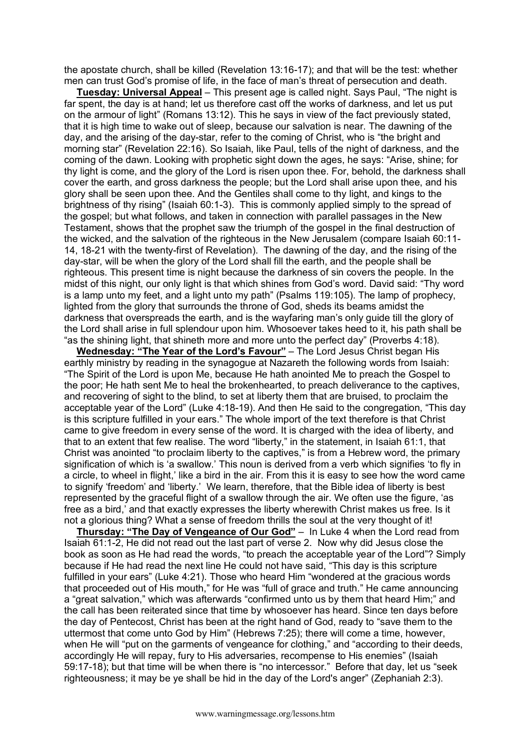the apostate church, shall be killed (Revelation 13:16-17); and that will be the test: whether men can trust God's promise of life, in the face of man's threat of persecution and death.

**Tuesday: Universal Appeal** – This present age is called night. Says Paul, "The night is far spent, the day is at hand; let us therefore cast off the works of darkness, and let us put on the armour of light" (Romans 13:12). This he says in view of the fact previously stated, that it is high time to wake out of sleep, because our salvation is near. The dawning of the day, and the arising of the day-star, refer to the coming of Christ, who is "the bright and morning star" (Revelation 22:16). So Isaiah, like Paul, tells of the night of darkness, and the coming of the dawn. Looking with prophetic sight down the ages, he says: "Arise, shine; for thy light is come, and the glory of the Lord is risen upon thee. For, behold, the darkness shall cover the earth, and gross darkness the people; but the Lord shall arise upon thee, and his glory shall be seen upon thee. And the Gentiles shall come to thy light, and kings to the brightness of thy rising" (Isaiah 60:1-3). This is commonly applied simply to the spread of the gospel; but what follows, and taken in connection with parallel passages in the New Testament, shows that the prophet saw the triumph of the gospel in the final destruction of the wicked, and the salvation of the righteous in the New Jerusalem (compare Isaiah 60:11-14, 18-21 with the twenty-first of Revelation). The dawning of the day, and the rising of the day-star, will be when the glory of the Lord shall fill the earth, and the people shall be righteous. This present time is night because the darkness of sin covers the people. In the midst of this night, our only light is that which shines from God's word. David said: "Thy word is a lamp unto my feet, and a light unto my path" (Psalms 119:105). The lamp of prophecy, lighted from the glory that surrounds the throne of God, sheds its beams amidst the darkness that overspreads the earth, and is the wayfaring man's only guide till the glory of the Lord shall arise in full splendour upon him. Whosoever takes heed to it, his path shall be "as the shining light, that shineth more and more unto the perfect day" (Proverbs 4:18).

**Wednesday: "The Year of the Lord's Favour"** – The Lord Jesus Christ began His earthly ministry by reading in the synagogue at Nazareth the following words from Isaiah: "The Spirit of the Lord is upon Me, because He hath anointed Me to preach the Gospel to the poor; He hath sent Me to heal the brokenhearted, to preach deliverance to the captives, and recovering of sight to the blind, to set at liberty them that are bruised, to proclaim the acceptable year of the Lord" (Luke 4:18-19). And then He said to the congregation, "This day is this scripture fulfilled in your ears." The whole import of the text therefore is that Christ came to give freedom in every sense of the word. It is charged with the idea of liberty, and that to an extent that few realise. The word "liberty," in the statement, in Isaiah 61:1, that Christ was anointed "to proclaim liberty to the captives," is from a Hebrew word, the primary signification of which is 'a swallow.' This noun is derived from a verb which signifies 'to fly in a circle, to wheel in flight,' like a bird in the air. From this it is easy to see how the word came to signify 'freedom' and 'liberty.' We learn, therefore, that the Bible idea of liberty is best represented by the graceful flight of a swallow through the air. We often use the figure, 'as free as a bird,' and that exactly expresses the liberty wherewith Christ makes us free. Is it not a glorious thing? What a sense of freedom thrills the soul at the very thought of it!

**Thursday: "The Day of Vengeance of Our God"** – In Luke 4 when the Lord read from Isaiah 61:1-2, He did not read out the last part of verse 2. Now why did Jesus close the book as soon as He had read the words, "to preach the acceptable year of the Lord"? Simply because if He had read the next line He could not have said, "This day is this scripture fulfilled in your ears" (Luke 4:21). Those who heard Him "wondered at the gracious words that proceeded out of His mouth," for He was "full of grace and truth." He came announcing a "great salvation," which was afterwards "confirmed unto us by them that heard Him;" and the call has been reiterated since that time by whosoever has heard. Since ten days before the day of Pentecost, Christ has been at the right hand of God, ready to "save them to the uttermost that come unto God by Him" (Hebrews 7:25); there will come a time, however, when He will "put on the garments of vengeance for clothing," and "according to their deeds, accordingly He will repay, fury to His adversaries, recompense to His enemies" (Isaiah 59:17-18); but that time will be when there is "no intercessor." Before that day, let us "seek righteousness; it may be ye shall be hid in the day of the Lord's anger" (Zephaniah 2:3).